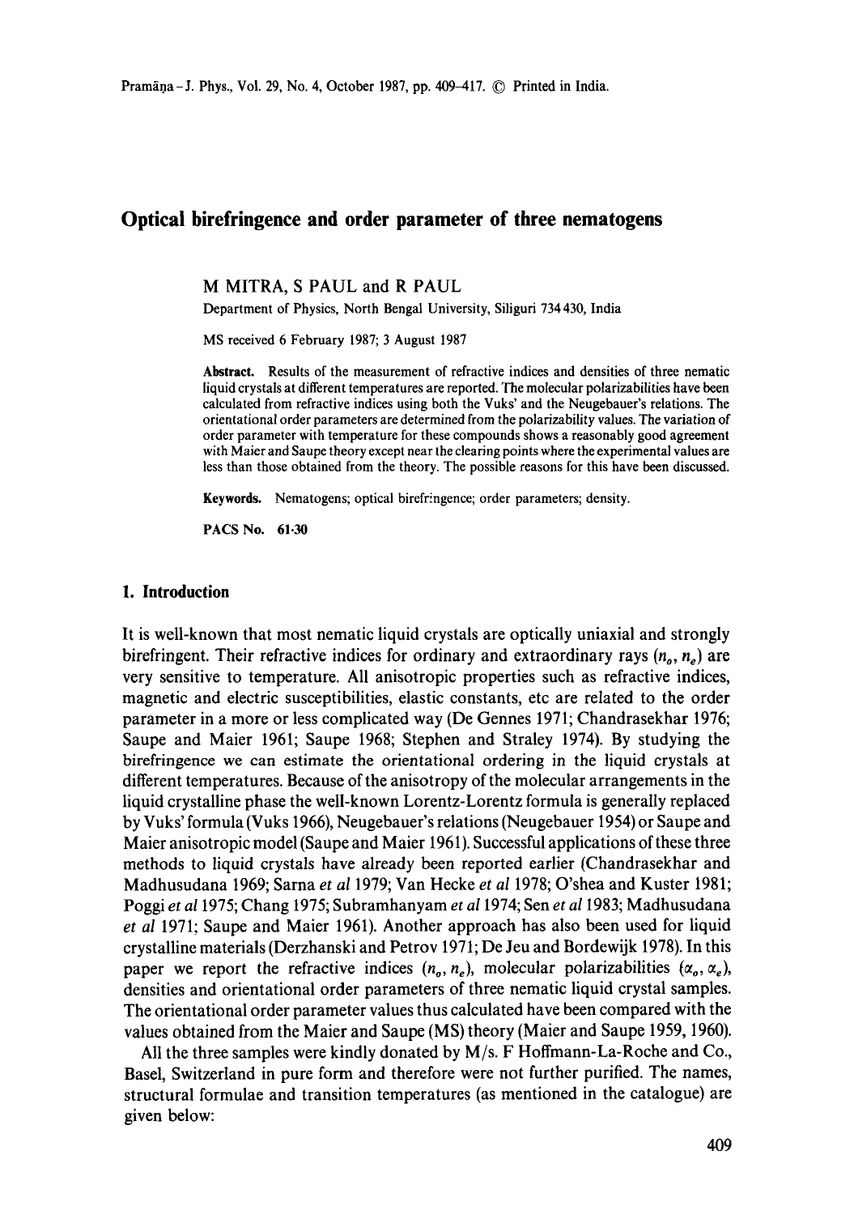# Optical birefringence and order parameter of three nematogens

M MITRA, S PAUL and R PAUL

Department of Physics, North Bengal University, Siliguri 734 430, India

MS received 6 February 1987; 3 August 1987

**Abstract.** Results of the measurement of refractive indices and densities of three nematic liquid crystals at different temperatures are reported. The molecular polarizabilities have been calculated from refractive indices using both the Vuks' and the Neugebauer's relations. The orientational order parameters are determined from the polarizability values. The variation of order parameter with temperature for these compounds shows a reasonably good agreement with Maier and Saupe theory except near the clearing points where the experimental values are less than those obtained from the theory. The possible reasons for this have been discussed.

**Keywords.** Nematogens; optical birefringence; order parameters; density.

**PACS No. 61·30**

## 1. Introduction

It is well-known that most nematic liquid crystals are optically uniaxial and strongly birefringent. Their refractive indices for ordinary and extraordinary rays ($n_o$, $n_e$) are very sensitive to temperature. All anisotropic properties such as refractive indices, magnetic and electric susceptibilities, elastic constants, etc are related to the order parameter in a more or less complicated way (De Gennes 1971; Chandrasekhar 1976; Saupe and Maier 1961; Saupe 1968; Stephen and Straley 1974). By studying the birefringence we can estimate the orientational ordering in the liquid crystals at different temperatures. Because of the anisotropy of the molecular arrangements in the liquid crystalline phase the well-known Lorentz-Lorentz formula is generally replaced by Vuks' formula (Vuks 1966), Neugebauer's relations (Neugebauer 1954) or Saupe and Maier anisotropic model (Saupe and Maier 1961). Successful applications of these three methods to liquid crystals have already been reported earlier (Chandrasekhar and Madhusudana 1969; Sarna *et al* 1979; Van Hecke *et al* 1978; O'shea and Kuster 1981; Poggi *et al* 1975; Chang 1975; Subramhanyam *et al* 1974; Sen *et al* 1983; Madhusudana *et al* 1971; Saupe and Maier 1961). Another approach has also been used for liquid crystalline materials (Derzhanski and Petrov 1971; De Jeu and Bordewijk 1978). In this paper we report the refractive indices ($n_o$, $n_e$), molecular polarizabilities ($\alpha_o$, $\alpha_e$), densities and orientational order parameters of three nematic liquid crystal samples. The orientational order parameter values thus calculated have been compared with the values obtained from the Maier and Saupe (MS) theory (Maier and Saupe 1959, 1960).

All the three samples were kindly donated by M/s. F Hoffmann-La-Roche and Co., Basel, Switzerland in pure form and therefore were not further purified. The names, structural formulae and transition temperatures (as mentioned in the catalogue) are given below: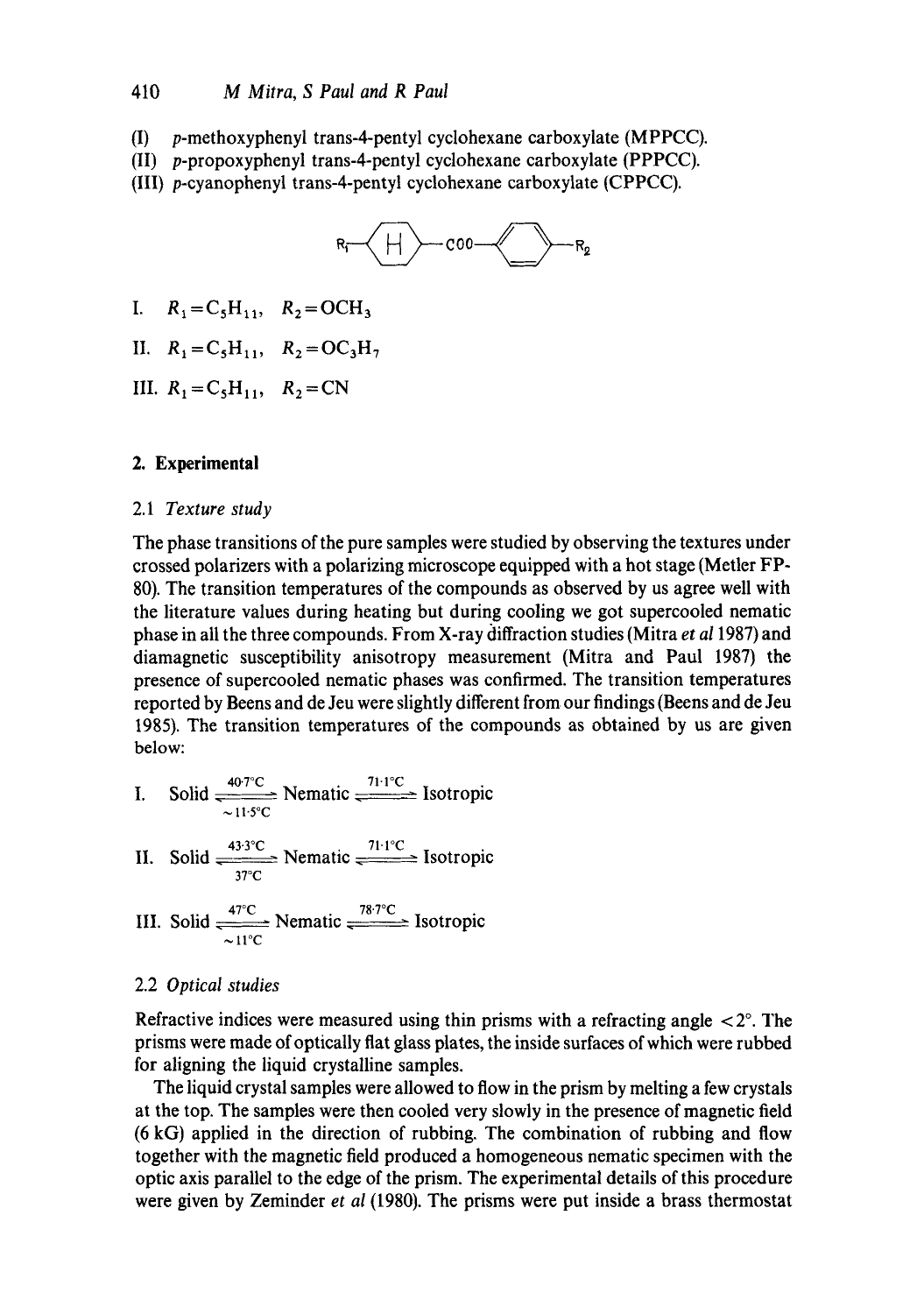(I) p-methoxyphenyl trans-4-pentyl cyclohexane carboxylate (MPPCC).
(II) p-propoxyphenyl trans-4-pentyl cyclohexane carboxylate (PPPCC).
(III) p-cyanophenyl trans-4-pentyl cyclohexane carboxylate (CPPCC).

$$R_1-\langle H \rangle-COO-\langle \bigcirc \rangle-R_2$$

I. $R_1 = C_5H_{11}$, $R_2 = OCH_3$

II. $R_1 = C_5H_{11}$, $R_2 = OC_3H_7$

III. $R_1 = C_5H_{11}$, $R_2 = CN$

## 2. Experimental

### 2.1 *Texture study*

The phase transitions of the pure samples were studied by observing the textures under crossed polarizers with a polarizing microscope equipped with a hot stage (Metler FP-80). The transition temperatures of the compounds as observed by us agree well with the literature values during heating but during cooling we got supercooled nematic phase in all the three compounds. From X-ray diffraction studies (Mitra *et al* 1987) and diamagnetic susceptibility anisotropy measurement (Mitra and Paul 1987) the presence of supercooled nematic phases was confirmed. The transition temperatures reported by Beens and de Jeu were slightly different from our findings (Beens and de Jeu 1985). The transition temperatures of the compounds as obtained by us are given below:

$$\text{I.} \quad \text{Solid} \underset{\sim 11{\cdot}5^\circ\text{C}}{\overset{40{\cdot}7^\circ\text{C}}{\rightleftharpoons}} \text{Nematic} \overset{71{\cdot}1^\circ\text{C}}{\rightleftharpoons} \text{Isotropic}$$

$$\text{II.} \quad \text{Solid} \underset{37^\circ\text{C}}{\overset{43{\cdot}3^\circ\text{C}}{\rightleftharpoons}} \text{Nematic} \overset{71{\cdot}1^\circ\text{C}}{\rightleftharpoons} \text{Isotropic}$$

$$\text{III.} \quad \text{Solid} \underset{\sim 11^\circ\text{C}}{\overset{47^\circ\text{C}}{\rightleftharpoons}} \text{Nematic} \overset{78{\cdot}7^\circ\text{C}}{\rightleftharpoons} \text{Isotropic}$$

### 2.2 *Optical studies*

Refractive indices were measured using thin prisms with a refracting angle $< 2^\circ$. The prisms were made of optically flat glass plates, the inside surfaces of which were rubbed for aligning the liquid crystalline samples.

The liquid crystal samples were allowed to flow in the prism by melting a few crystals at the top. The samples were then cooled very slowly in the presence of magnetic field (6 kG) applied in the direction of rubbing. The combination of rubbing and flow together with the magnetic field produced a homogeneous nematic specimen with the optic axis parallel to the edge of the prism. The experimental details of this procedure were given by Zeminder *et al* (1980). The prisms were put inside a brass thermostat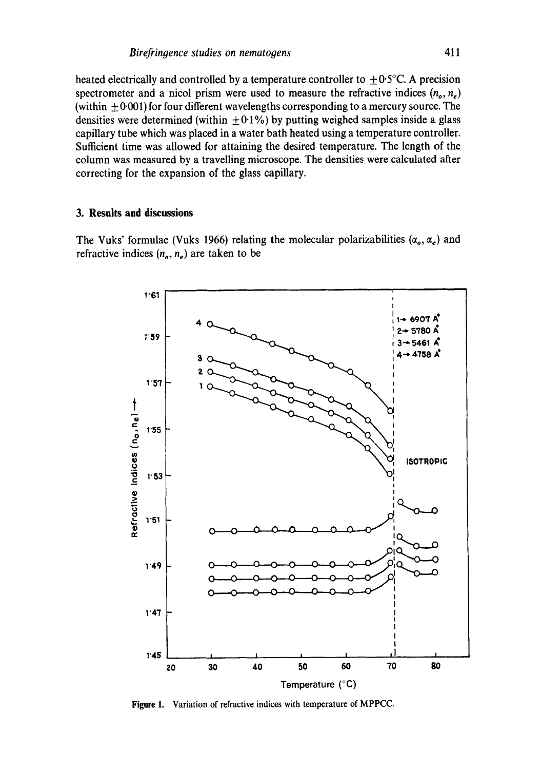heated electrically and controlled by a temperature controller to $\pm 0.5°C$. A precision spectrometer and a nicol prism were used to measure the refractive indices ($n_o$, $n_e$) (within $\pm 0.001$) for four different wavelengths corresponding to a mercury source. The densities were determined (within $\pm 0.1\%$) by putting weighed samples inside a glass capillary tube which was placed in a water bath heated using a temperature controller. Sufficient time was allowed for attaining the desired temperature. The length of the column was measured by a travelling microscope. The densities were calculated after correcting for the expansion of the glass capillary.

## 3. Results and discussions

The Vuks' formulae (Vuks 1966) relating the molecular polarizabilities ($\alpha_o$, $\alpha_e$) and refractive indices ($n_o$, $n_e$) are taken to be

Figure 1. Variation of refractive indices with temperature of MPPCC.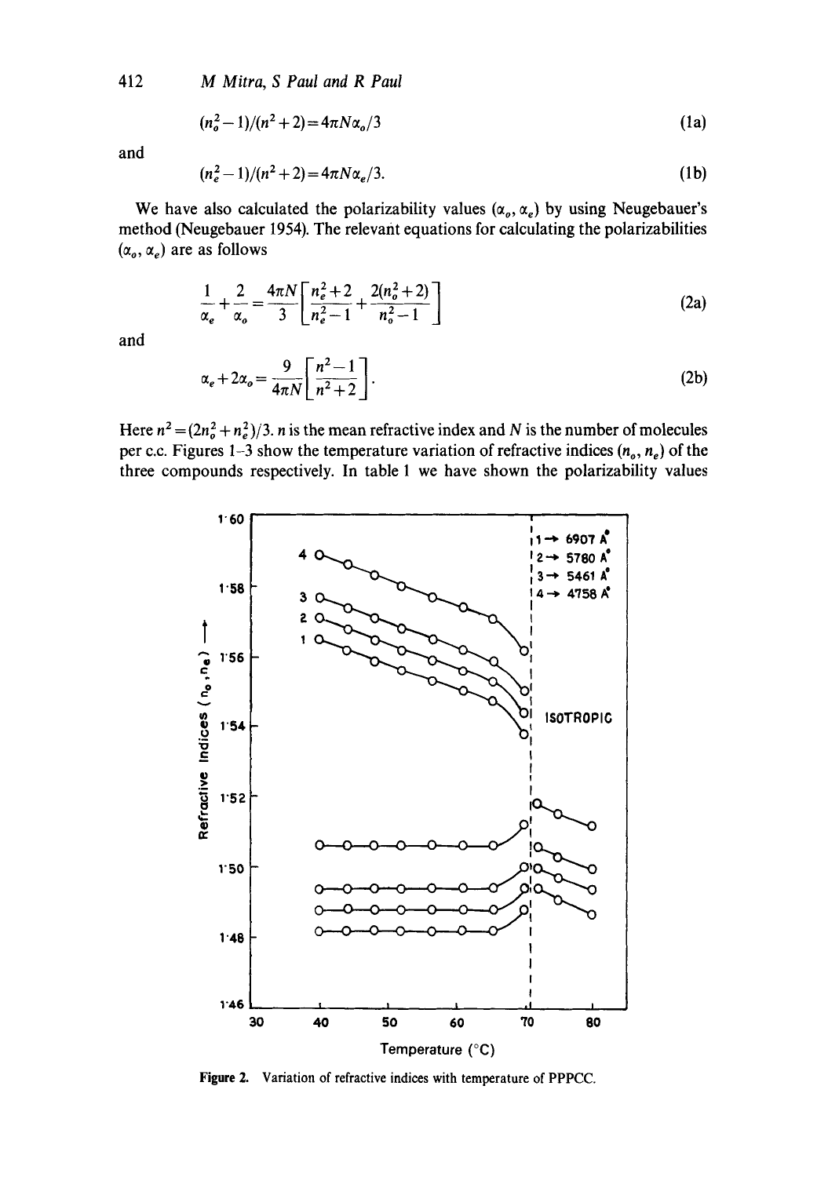$$(n_o^2 - 1)/(n^2 + 2) = 4\pi N\alpha_o/3 \tag{1a}$$

and

$$(n_e^2 - 1)/(n^2 + 2) = 4\pi N\alpha_e/3. \tag{1b}$$

We have also calculated the polarizability values ($\alpha_o, \alpha_e$) by using Neugebauer's method (Neugebauer 1954). The relevant equations for calculating the polarizabilities ($\alpha_o, \alpha_e$) are as follows

$$\frac{1}{\alpha_e} + \frac{2}{\alpha_o} = \frac{4\pi N}{3}\left[\frac{n_e^2 + 2}{n_e^2 - 1} + \frac{2(n_o^2 + 2)}{n_o^2 - 1}\right] \tag{2a}$$

and

$$\alpha_e + 2\alpha_o = \frac{9}{4\pi N}\left[\frac{n^2 - 1}{n^2 + 2}\right]. \tag{2b}$$

Here $n^2 = (2n_o^2 + n_e^2)/3$. $n$ is the mean refractive index and $N$ is the number of molecules per c.c. Figures 1–3 show the temperature variation of refractive indices ($n_o, n_e$) of the three compounds respectively. In table 1 we have shown the polarizability values

**Figure 2.** Variation of refractive indices with temperature of PPPCC.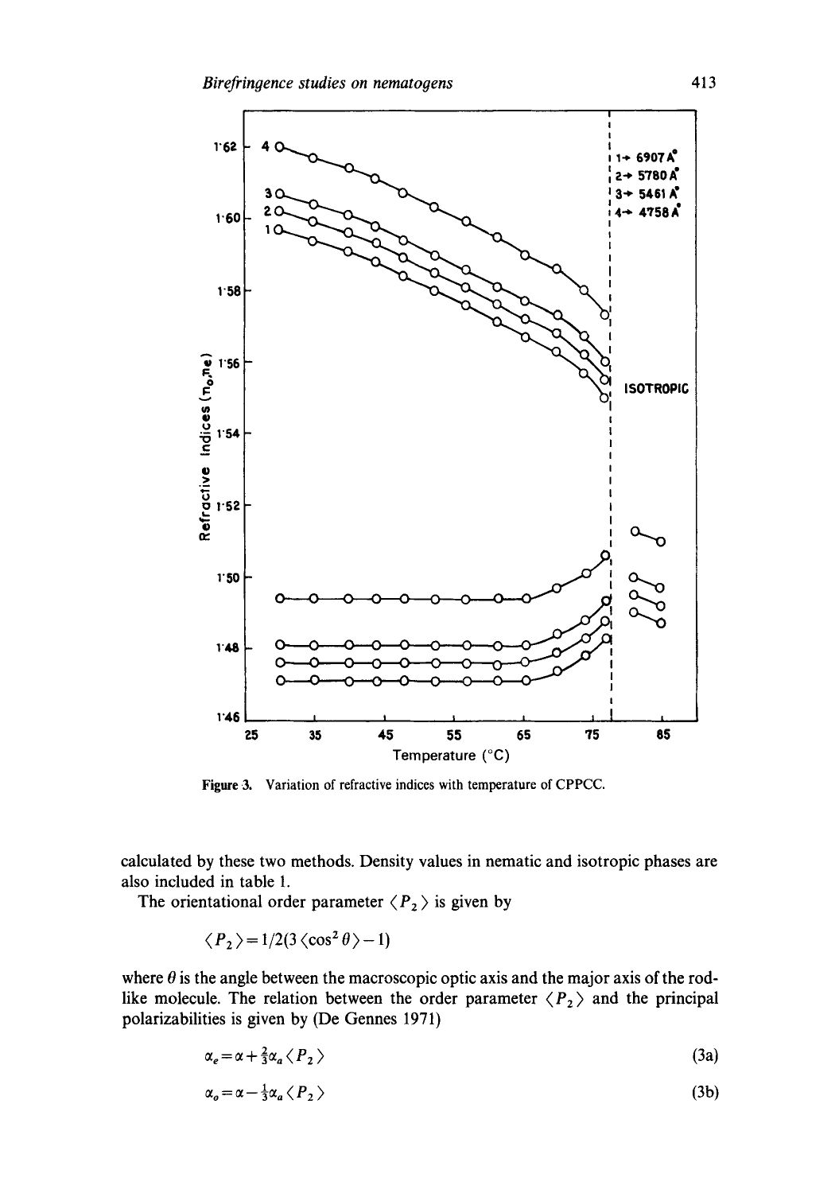Figure 3. Variation of refractive indices with temperature of CPPCC.

calculated by these two methods. Density values in nematic and isotropic phases are also included in table 1.

The orientational order parameter $\langle P_2 \rangle$ is given by

$$\langle P_2 \rangle = 1/2(3\langle \cos^2 \theta \rangle - 1)$$

where $\theta$ is the angle between the macroscopic optic axis and the major axis of the rod-like molecule. The relation between the order parameter $\langle P_2 \rangle$ and the principal polarizabilities is given by (De Gennes 1971)

$$\alpha_e = \alpha + \tfrac{2}{3}\alpha_a \langle P_2 \rangle \tag{3a}$$

$$\alpha_o = \alpha - \tfrac{1}{3}\alpha_a \langle P_2 \rangle \tag{3b}$$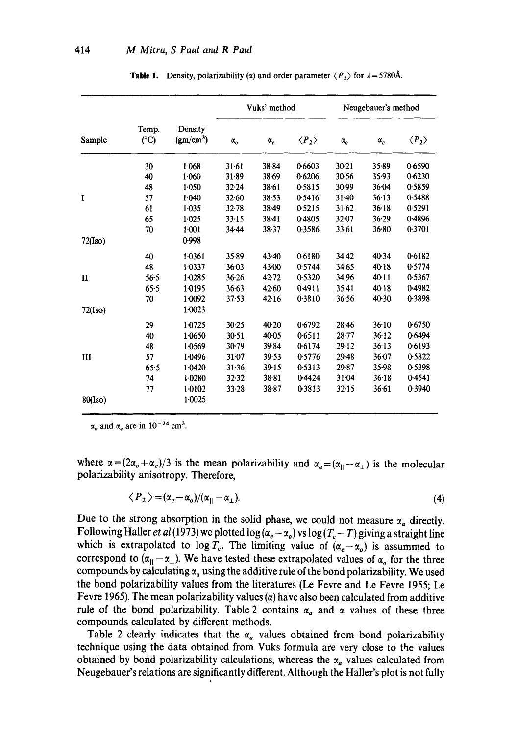**Table 1.** Density, polarizability ($\alpha$) and order parameter $\langle P_2 \rangle$ for $\lambda = 5780$Å.

| Sample | Temp. (°C) | Density (gm/cm³) | Vuks' method | | | Neugebauer's method | | |
|---|---|---|---|---|---|---|---|---|
| | | | $\alpha_o$ | $\alpha_e$ | $\langle P_2 \rangle$ | $\alpha_o$ | $\alpha_e$ | $\langle P_2 \rangle$ |
| | 30 | 1·068 | 31·61 | 38·84 | 0·6603 | 30·21 | 35·89 | 0·6590 |
| | 40 | 1·060 | 31·89 | 38·69 | 0·6206 | 30·56 | 35·93 | 0·6230 |
| | 48 | 1·050 | 32·24 | 38·61 | 0·5815 | 30·99 | 36·04 | 0·5859 |
| I | 57 | 1·040 | 32·60 | 38·53 | 0·5416 | 31·40 | 36·13 | 0·5488 |
| | 61 | 1·035 | 32·78 | 38·49 | 0·5215 | 31·62 | 36·18 | 0·5291 |
| | 65 | 1·025 | 33·15 | 38·41 | 0·4805 | 32·07 | 36·29 | 0·4896 |
| | 70 | 1·001 | 34·44 | 38·37 | 0·3586 | 33·61 | 36·80 | 0·3701 |
| 72(Iso) | | 0·998 | | | | | | |
| | 40 | 1·0361 | 35·89 | 43·40 | 0·6180 | 34·42 | 40·34 | 0·6182 |
| | 48 | 1·0337 | 36·03 | 43·00 | 0·5744 | 34·65 | 40·18 | 0·5774 |
| II | 56·5 | 1·0285 | 36·26 | 42·72 | 0·5320 | 34·96 | 40·11 | 0·5367 |
| | 65·5 | 1·0195 | 36·63 | 42·60 | 0·4911 | 35·41 | 40·18 | 0·4982 |
| | 70 | 1·0092 | 37·53 | 42·16 | 0·3810 | 36·56 | 40·30 | 0·3898 |
| 72(Iso) | | 1·0023 | | | | | | |
| | 29 | 1·0725 | 30·25 | 40·20 | 0·6792 | 28·46 | 36·10 | 0·6750 |
| | 40 | 1·0650 | 30·51 | 40·05 | 0·6511 | 28·77 | 36·12 | 0·6494 |
| | 48 | 1·0569 | 30·79 | 39·84 | 0·6174 | 29·12 | 36·13 | 0·6193 |
| III | 57 | 1·0496 | 31·07 | 39·53 | 0·5776 | 29·48 | 36·07 | 0·5822 |
| | 65·5 | 1·0420 | 31·36 | 39·15 | 0·5313 | 29·87 | 35·98 | 0·5398 |
| | 74 | 1·0280 | 32·32 | 38·81 | 0·4424 | 31·04 | 36·18 | 0·4541 |
| | 77 | 1·0102 | 33·28 | 38·87 | 0·3813 | 32·15 | 36·61 | 0·3940 |
| 80(Iso) | | 1·0025 | | | | | | |

$\alpha_o$ and $\alpha_e$ are in $10^{-24}$ cm³.

where $\alpha = (2\alpha_o + \alpha_e)/3$ is the mean polarizability and $\alpha_a = (\alpha_{\parallel} - \alpha_{\perp})$ is the molecular polarizability anisotropy. Therefore,

$$\langle P_2 \rangle = (\alpha_e - \alpha_o)/(\alpha_{\parallel} - \alpha_{\perp}). \tag{4}$$

Due to the strong absorption in the solid phase, we could not measure $\alpha_a$ directly. Following Haller *et al* (1973) we plotted $\log(\alpha_e - \alpha_o)$ vs $\log(T_c - T)$ giving a straight line which is extrapolated to $\log T_c$. The limiting value of $(\alpha_e - \alpha_o)$ is assummed to correspond to $(\alpha_{\parallel} - \alpha_{\perp})$. We have tested these extrapolated values of $\alpha_a$ for the three compounds by calculating $\alpha_a$ using the additive rule of the bond polarizability. We used the bond polarizability values from the literatures (Le Fevre and Le Fevre 1955; Le Fevre 1965). The mean polarizability values ($\alpha$) have also been calculated from additive rule of the bond polarizability. Table 2 contains $\alpha_a$ and $\alpha$ values of these three compounds calculated by different methods.

Table 2 clearly indicates that the $\alpha_a$ values obtained from bond polarizability technique using the data obtained from Vuks formula are very close to the values obtained by bond polarizability calculations, whereas the $\alpha_a$ values calculated from Neugebauer's relations are significantly different. Although the Haller's plot is not fully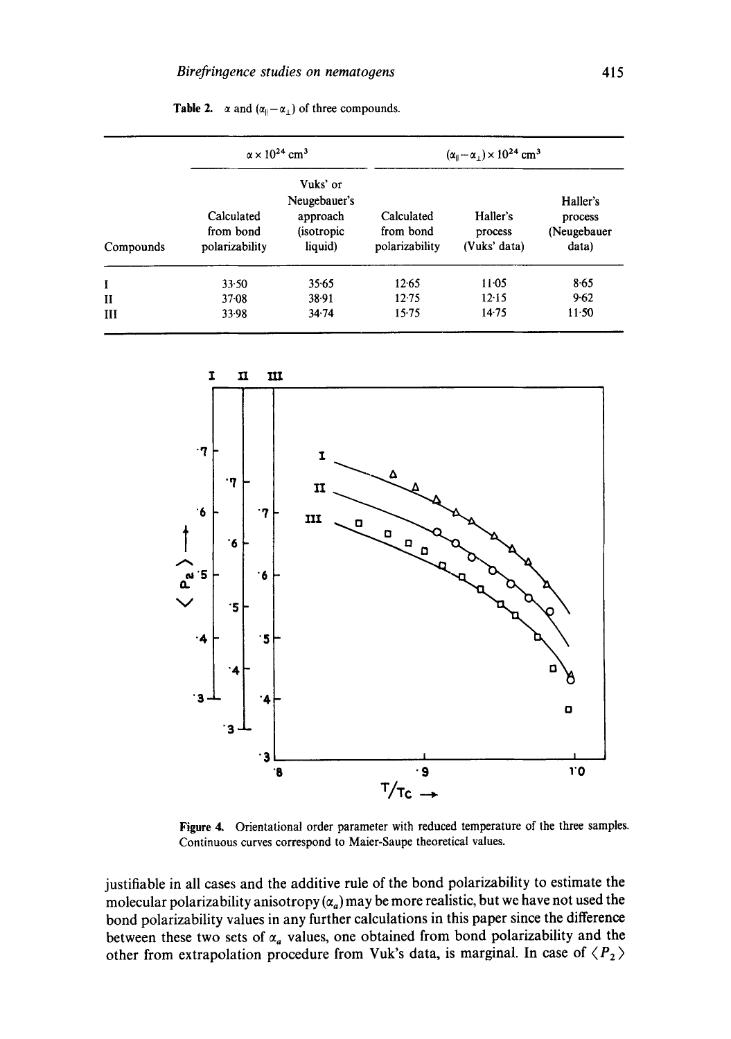**Table 2.** $\alpha$ and $(\alpha_{\parallel}-\alpha_{\perp})$ of three compounds.

| Compounds | $\alpha \times 10^{24}$ cm$^3$ | | $(\alpha_{\parallel}-\alpha_{\perp}) \times 10^{24}$ cm$^3$ | | |
|---|---|---|---|---|---|
| | Calculated from bond polarizability | Vuks' or Neugebauer's approach (isotropic liquid) | Calculated from bond polarizability | Haller's process (Vuks' data) | Haller's process (Neugebauer data) |
| I | 33·50 | 35·65 | 12·65 | 11·05 | 8·65 |
| II | 37·08 | 38·91 | 12·75 | 12·15 | 9·62 |
| III | 33·98 | 34·74 | 15·75 | 14·75 | 11·50 |

**Figure 4.** Orientational order parameter with reduced temperature of the three samples. Continuous curves correspond to Maier-Saupe theoretical values.

justifiable in all cases and the additive rule of the bond polarizability to estimate the molecular polarizability anisotropy ($\alpha_a$) may be more realistic, but we have not used the bond polarizability values in any further calculations in this paper since the difference between these two sets of $\alpha_a$ values, one obtained from bond polarizability and the other from extrapolation procedure from Vuk's data, is marginal. In case of $\langle P_2 \rangle$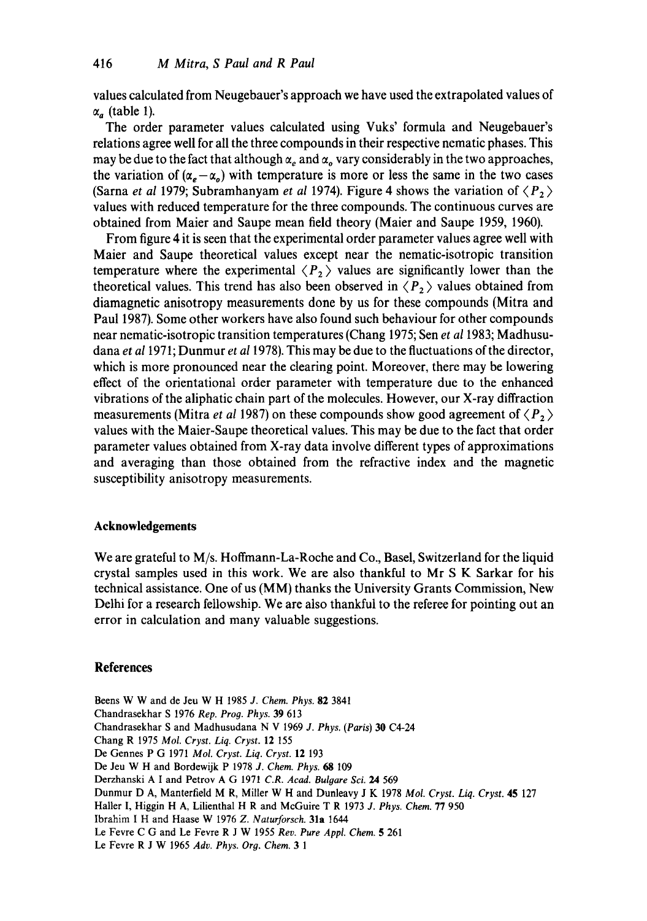values calculated from Neugebauer's approach we have used the extrapolated values of $\alpha_a$ (table 1).

The order parameter values calculated using Vuks' formula and Neugebauer's relations agree well for all the three compounds in their respective nematic phases. This may be due to the fact that although $\alpha_e$ and $\alpha_o$ vary considerably in the two approaches, the variation of $(\alpha_e - \alpha_o)$ with temperature is more or less the same in the two cases (Sarna *et al* 1979; Subramhanyam *et al* 1974). Figure 4 shows the variation of $\langle P_2 \rangle$ values with reduced temperature for the three compounds. The continuous curves are obtained from Maier and Saupe mean field theory (Maier and Saupe 1959, 1960).

From figure 4 it is seen that the experimental order parameter values agree well with Maier and Saupe theoretical values except near the nematic-isotropic transition temperature where the experimental $\langle P_2 \rangle$ values are significantly lower than the theoretical values. This trend has also been observed in $\langle P_2 \rangle$ values obtained from diamagnetic anisotropy measurements done by us for these compounds (Mitra and Paul 1987). Some other workers have also found such behaviour for other compounds near nematic-isotropic transition temperatures (Chang 1975; Sen *et al* 1983; Madhusudana *et al* 1971; Dunmur *et al* 1978). This may be due to the fluctuations of the director, which is more pronounced near the clearing point. Moreover, there may be lowering effect of the orientational order parameter with temperature due to the enhanced vibrations of the aliphatic chain part of the molecules. However, our X-ray diffraction measurements (Mitra *et al* 1987) on these compounds show good agreement of $\langle P_2 \rangle$ values with the Maier-Saupe theoretical values. This may be due to the fact that order parameter values obtained from X-ray data involve different types of approximations and averaging than those obtained from the refractive index and the magnetic susceptibility anisotropy measurements.

## Acknowledgements

We are grateful to M/s. Hoffmann-La-Roche and Co., Basel, Switzerland for the liquid crystal samples used in this work. We are also thankful to Mr S K Sarkar for his technical assistance. One of us (MM) thanks the University Grants Commission, New Delhi for a research fellowship. We are also thankful to the referee for pointing out an error in calculation and many valuable suggestions.

## References

Beens W W and de Jeu W H 1985 *J. Chem. Phys.* **82** 3841

Chandrasekhar S 1976 *Rep. Prog. Phys.* **39** 613

Chandrasekhar S and Madhusudana N V 1969 *J. Phys. (Paris)* **30** C4-24

Chang R 1975 *Mol. Cryst. Liq. Cryst.* **12** 155

De Gennes P G 1971 *Mol. Cryst. Liq. Cryst.* **12** 193

De Jeu W H and Bordewijk P 1978 *J. Chem. Phys.* **68** 109

Derzhanski A I and Petrov A G 1971 *C.R. Acad. Bulgare Sci.* **24** 569

Dunmur D A, Manterfield M R, Miller W H and Dunleavy J K 1978 *Mol. Cryst. Liq. Cryst.* **45** 127

Haller I, Higgin H A, Lilienthal H R and McGuire T R 1973 *J. Phys. Chem.* **77** 950

Ibrahim I H and Haase W 1976 *Z. Naturforsch.* **31a** 1644

Le Fevre C G and Le Fevre R J W 1955 *Rev. Pure Appl. Chem.* **5** 261

Le Fevre R J W 1965 *Adv. Phys. Org. Chem.* **3** 1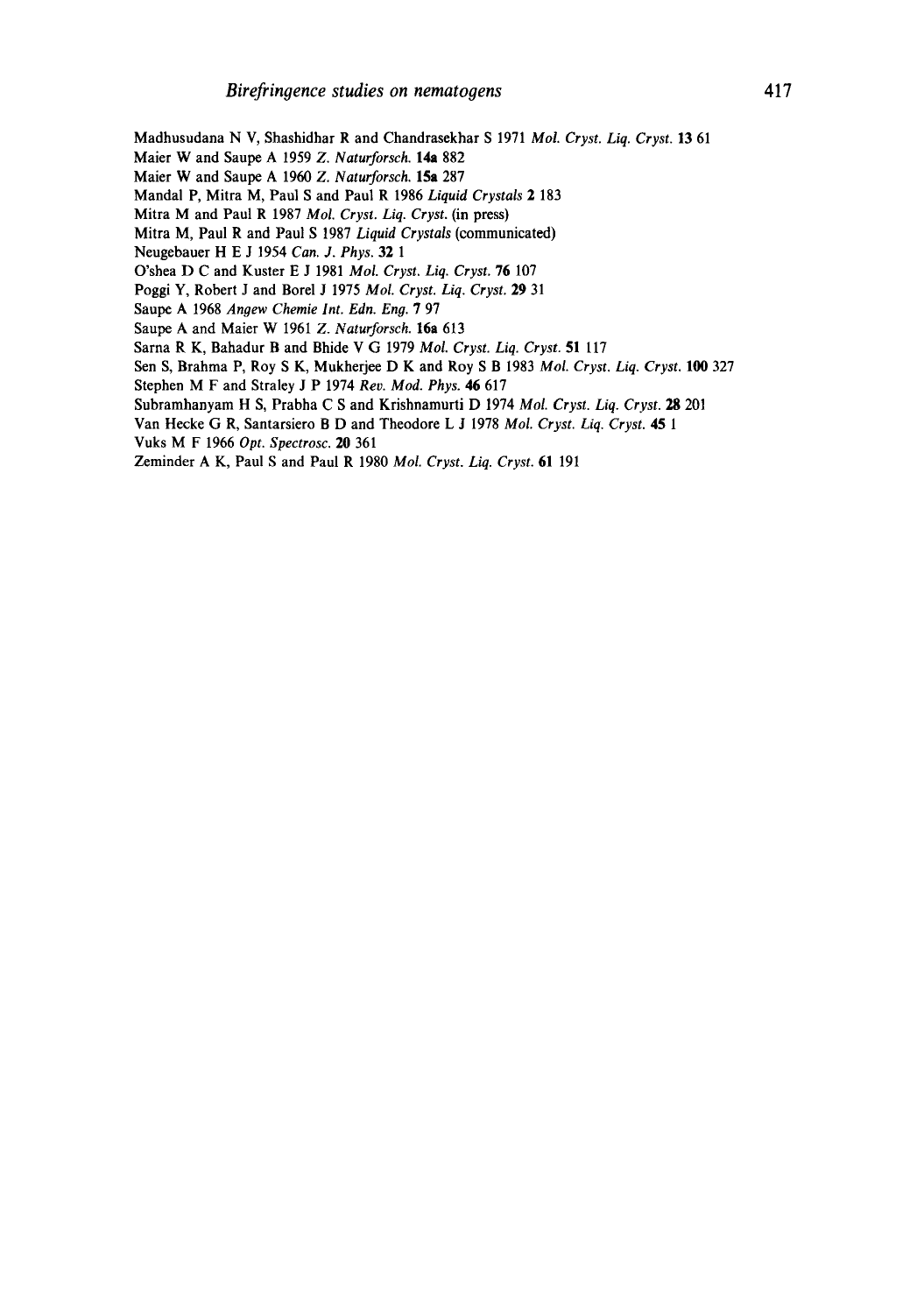Madhusudana N V, Shashidhar R and Chandrasekhar S 1971 *Mol. Cryst. Liq. Cryst.* **13** 61

Maier W and Saupe A 1959 *Z. Naturforsch.* **14a** 882

Maier W and Saupe A 1960 *Z. Naturforsch.* **15a** 287

Mandal P, Mitra M, Paul S and Paul R 1986 *Liquid Crystals* **2** 183

Mitra M and Paul R 1987 *Mol. Cryst. Liq. Cryst.* (in press)

Mitra M, Paul R and Paul S 1987 *Liquid Crystals* (communicated)

Neugebauer H E J 1954 *Can. J. Phys.* **32** 1

O'shea D C and Kuster E J 1981 *Mol. Cryst. Liq. Cryst.* **76** 107

Poggi Y, Robert J and Borel J 1975 *Mol. Cryst. Liq. Cryst.* **29** 31

Saupe A 1968 *Angew Chemie Int. Edn. Eng.* **7** 97

Saupe A and Maier W 1961 *Z. Naturforsch.* **16a** 613

Sarna R K, Bahadur B and Bhide V G 1979 *Mol. Cryst. Liq. Cryst.* **51** 117

Sen S, Brahma P, Roy S K, Mukherjee D K and Roy S B 1983 *Mol. Cryst. Liq. Cryst.* **100** 327

Stephen M F and Straley J P 1974 *Rev. Mod. Phys.* **46** 617

Subramhanyam H S, Prabha C S and Krishnamurti D 1974 *Mol. Cryst. Liq. Cryst.* **28** 201

Van Hecke G R, Santarsiero B D and Theodore L J 1978 *Mol. Cryst. Liq. Cryst.* **45** 1

Vuks M F 1966 *Opt. Spectrosc.* **20** 361

Zeminder A K, Paul S and Paul R 1980 *Mol. Cryst. Liq. Cryst.* **61** 191